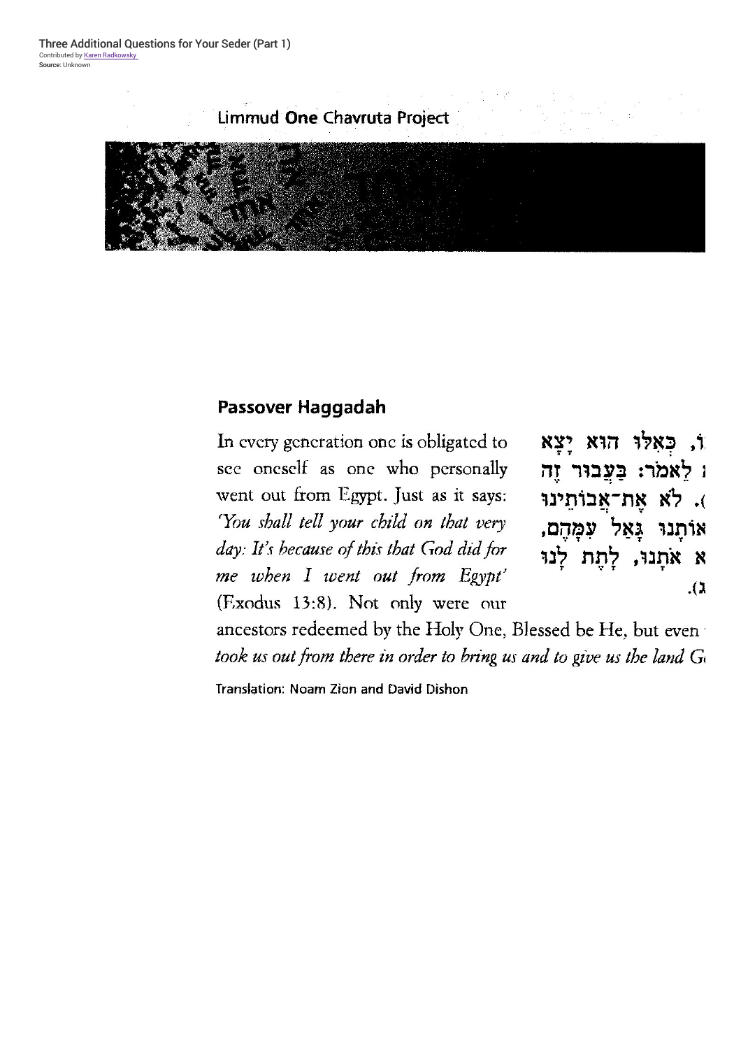Three Additional Questions for Your Seder (Part 1)
Contributed by Karen Radkowsky
Source: Unknown

Limmud **One** Chavruta Project

## Passover Haggadah

In every generation one is obligated to see oneself as one who personally went out from Egypt. Just as it says: *'You shall tell your child on that very day: It's because of this that God did for me when I went out from Egypt'* (Exodus 13:8). Not only were our ancestors redeemed by the Holy One, Blessed be He, but even *took us out from there in order to bring us and to give us the land G*

ו, כְּאִלּוּ הוּא יָצָא
לֵאמֹר: בַּעֲבוּר זֶה
. לֹא אֶת־אֲבוֹתֵינוּ
אוֹתָנוּ גָּאַל עִמָּהֶם,
א אֹתָנוּ, לָתֶת לָנוּ
.(ג

Translation: Noam Zion and David Dishon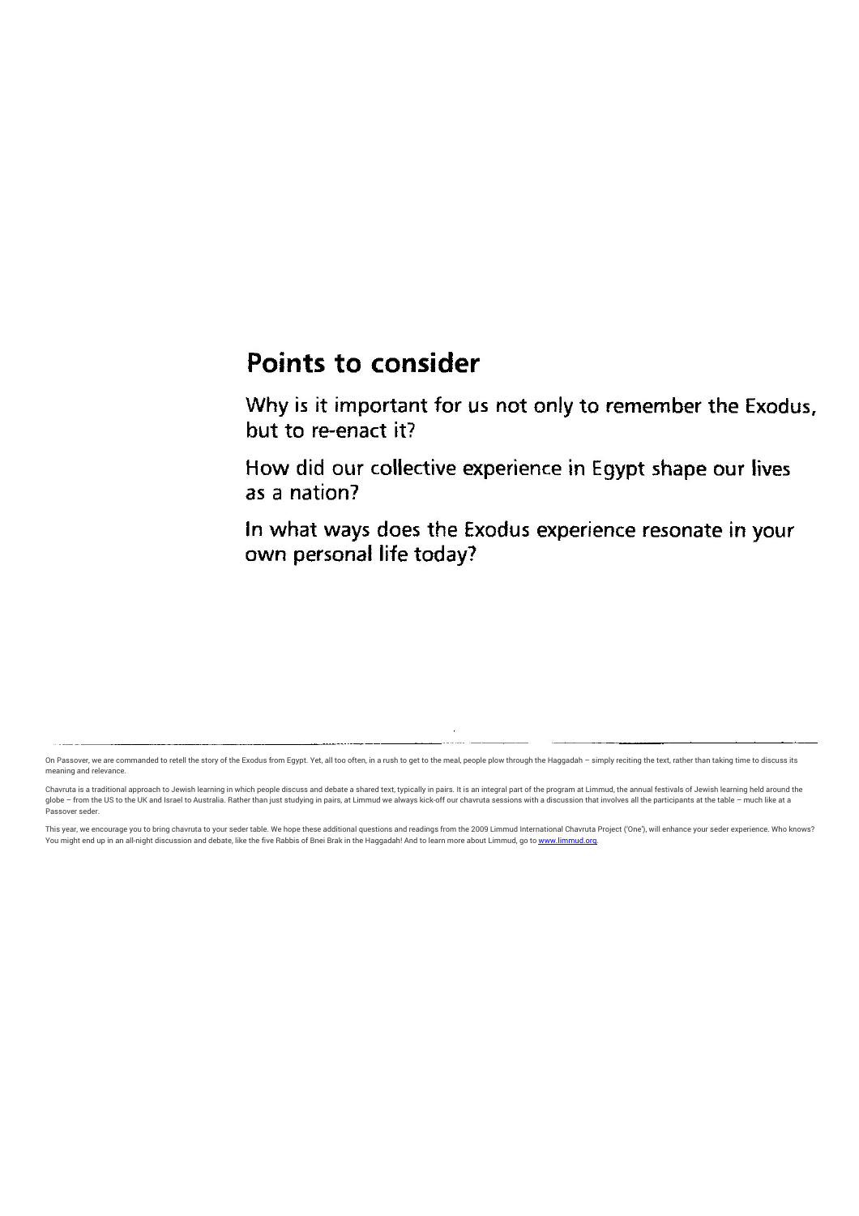## Points to consider

Why is it important for us not only to remember the Exodus, but to re-enact it?

How did our collective experience in Egypt shape our lives as a nation?

In what ways does the Exodus experience resonate in your own personal life today?

---

On Passover, we are commanded to retell the story of the Exodus from Egypt. Yet, all too often, in a rush to get to the meal, people plow through the Haggadah – simply reciting the text, rather than taking time to discuss its meaning and relevance.

Chavruta is a traditional approach to Jewish learning in which people discuss and debate a shared text, typically in pairs. It is an integral part of the program at Limmud, the annual festivals of Jewish learning held around the globe – from the US to the UK and Israel to Australia. Rather than just studying in pairs, at Limmud we always kick-off our chavruta sessions with a discussion that involves all the participants at the table – much like at a Passover seder.

This year, we encourage you to bring chavruta to your seder table. We hope these additional questions and readings from the 2009 Limmud International Chavruta Project ('One'), will enhance your seder experience. Who knows? You might end up in an all-night discussion and debate, like the five Rabbis of Bnei Brak in the Haggadah! And to learn more about Limmud, go to [www.limmud.org](http://www.limmud.org).